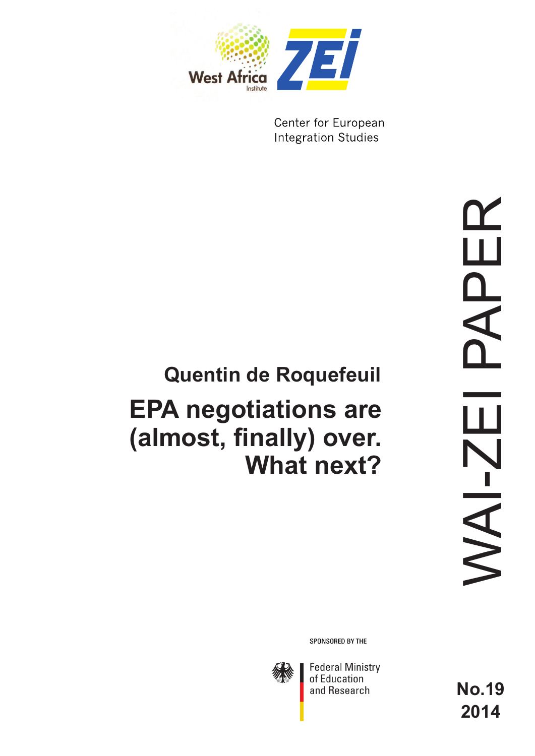West Africa Institute

ZEI

Center for European Integration Studies

# Quentin de Roquefeuil

# EPA negotiations are (almost, finally) over. What next?

WAI-ZEI PAPER

SPONSORED BY THE

Federal Ministry of Education and Research

No.19
2014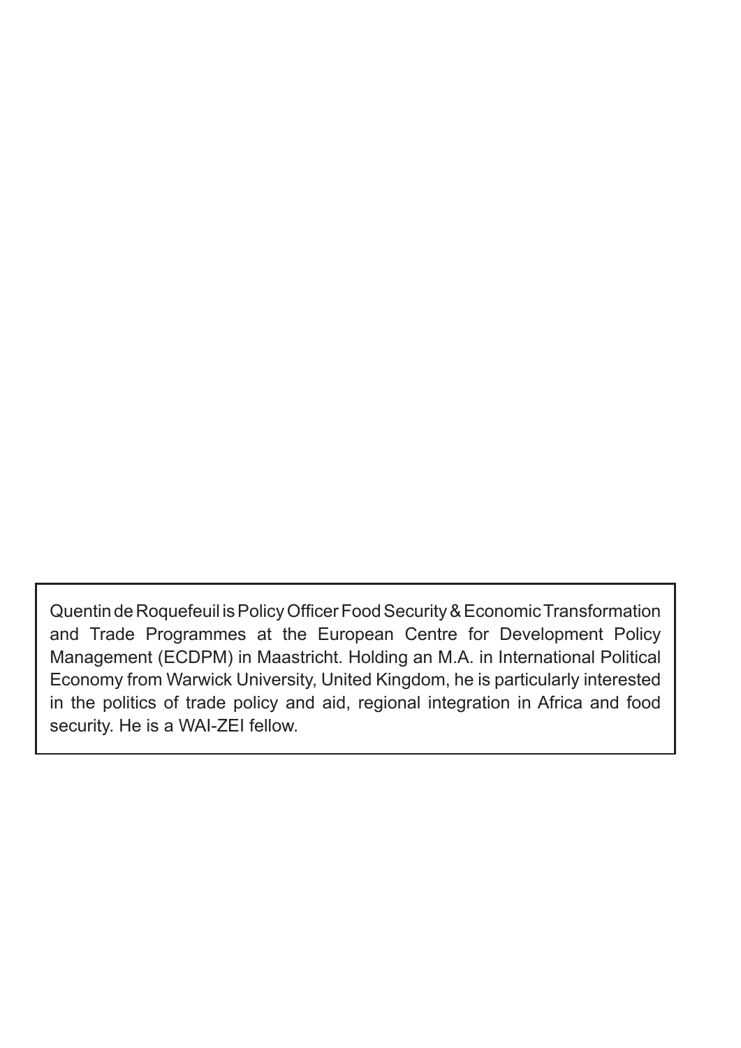Quentin de Roquefeuil is Policy Officer Food Security & Economic Transformation and Trade Programmes at the European Centre for Development Policy Management (ECDPM) in Maastricht. Holding an M.A. in International Political Economy from Warwick University, United Kingdom, he is particularly interested in the politics of trade policy and aid, regional integration in Africa and food security. He is a WAI-ZEI fellow.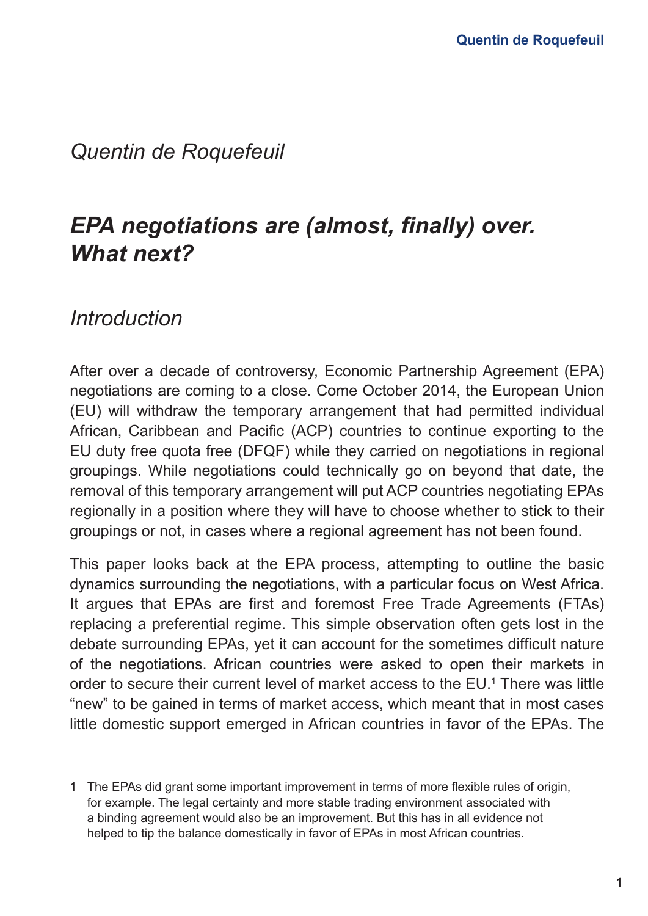*Quentin de Roquefeuil*

# *EPA negotiations are (almost, finally) over. What next?*

## *Introduction*

After over a decade of controversy, Economic Partnership Agreement (EPA) negotiations are coming to a close. Come October 2014, the European Union (EU) will withdraw the temporary arrangement that had permitted individual African, Caribbean and Pacific (ACP) countries to continue exporting to the EU duty free quota free (DFQF) while they carried on negotiations in regional groupings. While negotiations could technically go on beyond that date, the removal of this temporary arrangement will put ACP countries negotiating EPAs regionally in a position where they will have to choose whether to stick to their groupings or not, in cases where a regional agreement has not been found.

This paper looks back at the EPA process, attempting to outline the basic dynamics surrounding the negotiations, with a particular focus on West Africa. It argues that EPAs are first and foremost Free Trade Agreements (FTAs) replacing a preferential regime. This simple observation often gets lost in the debate surrounding EPAs, yet it can account for the sometimes difficult nature of the negotiations. African countries were asked to open their markets in order to secure their current level of market access to the EU.[1] There was little "new" to be gained in terms of market access, which meant that in most cases little domestic support emerged in African countries in favor of the EPAs. The

1 The EPAs did grant some important improvement in terms of more flexible rules of origin, for example. The legal certainty and more stable trading environment associated with a binding agreement would also be an improvement. But this has in all evidence not helped to tip the balance domestically in favor of EPAs in most African countries.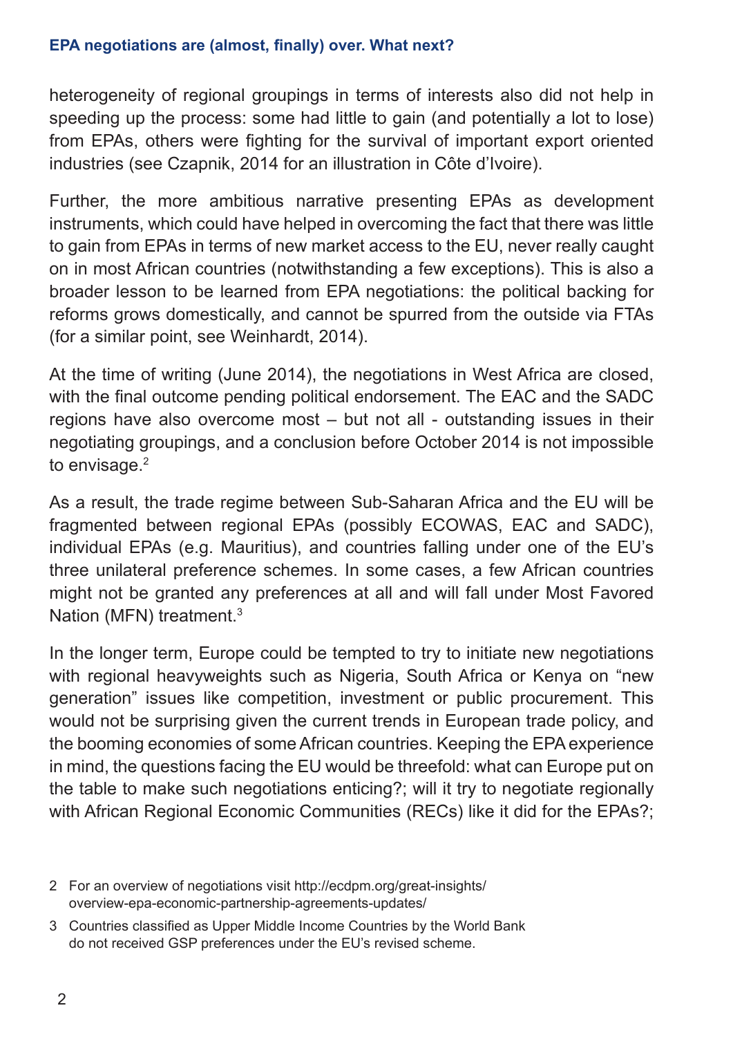heterogeneity of regional groupings in terms of interests also did not help in speeding up the process: some had little to gain (and potentially a lot to lose) from EPAs, others were fighting for the survival of important export oriented industries (see Czapnik, 2014 for an illustration in Côte d'Ivoire).

Further, the more ambitious narrative presenting EPAs as development instruments, which could have helped in overcoming the fact that there was little to gain from EPAs in terms of new market access to the EU, never really caught on in most African countries (notwithstanding a few exceptions). This is also a broader lesson to be learned from EPA negotiations: the political backing for reforms grows domestically, and cannot be spurred from the outside via FTAs (for a similar point, see Weinhardt, 2014).

At the time of writing (June 2014), the negotiations in West Africa are closed, with the final outcome pending political endorsement. The EAC and the SADC regions have also overcome most – but not all - outstanding issues in their negotiating groupings, and a conclusion before October 2014 is not impossible to envisage.[2]

As a result, the trade regime between Sub-Saharan Africa and the EU will be fragmented between regional EPAs (possibly ECOWAS, EAC and SADC), individual EPAs (e.g. Mauritius), and countries falling under one of the EU's three unilateral preference schemes. In some cases, a few African countries might not be granted any preferences at all and will fall under Most Favored Nation (MFN) treatment.[3]

In the longer term, Europe could be tempted to try to initiate new negotiations with regional heavyweights such as Nigeria, South Africa or Kenya on "new generation" issues like competition, investment or public procurement. This would not be surprising given the current trends in European trade policy, and the booming economies of some African countries. Keeping the EPA experience in mind, the questions facing the EU would be threefold: what can Europe put on the table to make such negotiations enticing?; will it try to negotiate regionally with African Regional Economic Communities (RECs) like it did for the EPAs?;

2 For an overview of negotiations visit http://ecdpm.org/great-insights/overview-epa-economic-partnership-agreements-updates/

3 Countries classified as Upper Middle Income Countries by the World Bank do not received GSP preferences under the EU's revised scheme.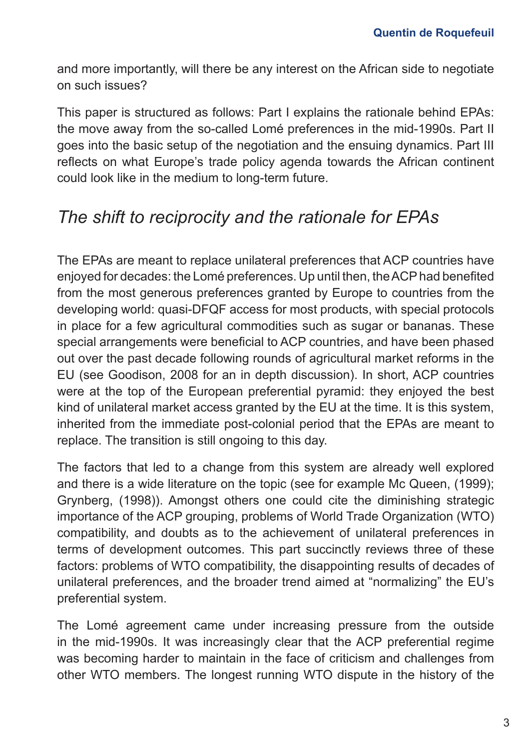and more importantly, will there be any interest on the African side to negotiate on such issues?

This paper is structured as follows: Part I explains the rationale behind EPAs: the move away from the so-called Lomé preferences in the mid-1990s. Part II goes into the basic setup of the negotiation and the ensuing dynamics. Part III reflects on what Europe's trade policy agenda towards the African continent could look like in the medium to long-term future.

## *The shift to reciprocity and the rationale for EPAs*

The EPAs are meant to replace unilateral preferences that ACP countries have enjoyed for decades: the Lomé preferences. Up until then, the ACP had benefited from the most generous preferences granted by Europe to countries from the developing world: quasi-DFQF access for most products, with special protocols in place for a few agricultural commodities such as sugar or bananas. These special arrangements were beneficial to ACP countries, and have been phased out over the past decade following rounds of agricultural market reforms in the EU (see Goodison, 2008 for an in depth discussion). In short, ACP countries were at the top of the European preferential pyramid: they enjoyed the best kind of unilateral market access granted by the EU at the time. It is this system, inherited from the immediate post-colonial period that the EPAs are meant to replace. The transition is still ongoing to this day.

The factors that led to a change from this system are already well explored and there is a wide literature on the topic (see for example Mc Queen, (1999); Grynberg, (1998)). Amongst others one could cite the diminishing strategic importance of the ACP grouping, problems of World Trade Organization (WTO) compatibility, and doubts as to the achievement of unilateral preferences in terms of development outcomes. This part succinctly reviews three of these factors: problems of WTO compatibility, the disappointing results of decades of unilateral preferences, and the broader trend aimed at "normalizing" the EU's preferential system.

The Lomé agreement came under increasing pressure from the outside in the mid-1990s. It was increasingly clear that the ACP preferential regime was becoming harder to maintain in the face of criticism and challenges from other WTO members. The longest running WTO dispute in the history of the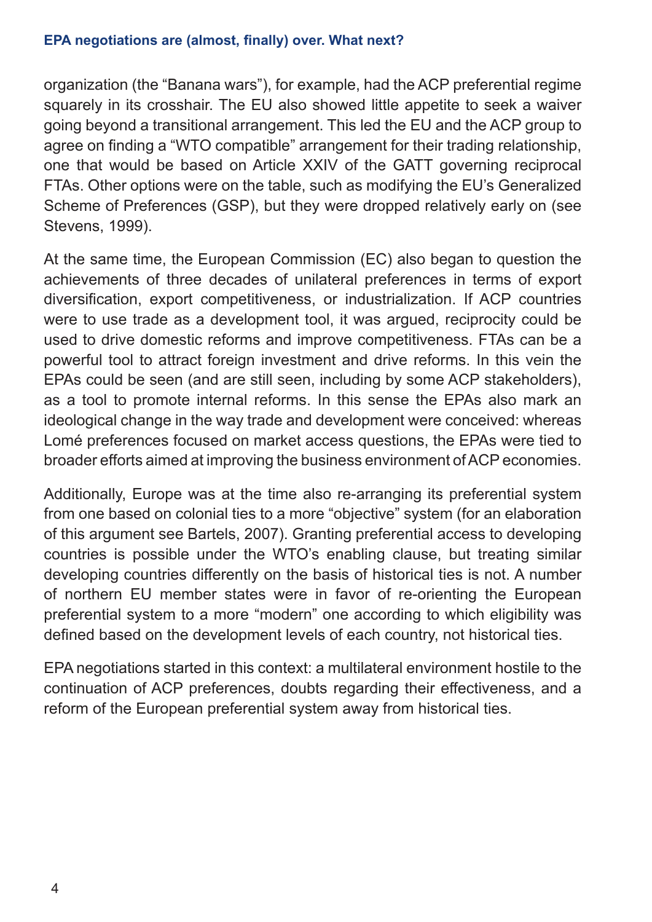organization (the “Banana wars”), for example, had the ACP preferential regime squarely in its crosshair. The EU also showed little appetite to seek a waiver going beyond a transitional arrangement. This led the EU and the ACP group to agree on finding a “WTO compatible” arrangement for their trading relationship, one that would be based on Article XXIV of the GATT governing reciprocal FTAs. Other options were on the table, such as modifying the EU’s Generalized Scheme of Preferences (GSP), but they were dropped relatively early on (see Stevens, 1999).

At the same time, the European Commission (EC) also began to question the achievements of three decades of unilateral preferences in terms of export diversification, export competitiveness, or industrialization. If ACP countries were to use trade as a development tool, it was argued, reciprocity could be used to drive domestic reforms and improve competitiveness. FTAs can be a powerful tool to attract foreign investment and drive reforms. In this vein the EPAs could be seen (and are still seen, including by some ACP stakeholders), as a tool to promote internal reforms. In this sense the EPAs also mark an ideological change in the way trade and development were conceived: whereas Lomé preferences focused on market access questions, the EPAs were tied to broader efforts aimed at improving the business environment of ACP economies.

Additionally, Europe was at the time also re-arranging its preferential system from one based on colonial ties to a more “objective” system (for an elaboration of this argument see Bartels, 2007). Granting preferential access to developing countries is possible under the WTO’s enabling clause, but treating similar developing countries differently on the basis of historical ties is not. A number of northern EU member states were in favor of re-orienting the European preferential system to a more “modern” one according to which eligibility was defined based on the development levels of each country, not historical ties.

EPA negotiations started in this context: a multilateral environment hostile to the continuation of ACP preferences, doubts regarding their effectiveness, and a reform of the European preferential system away from historical ties.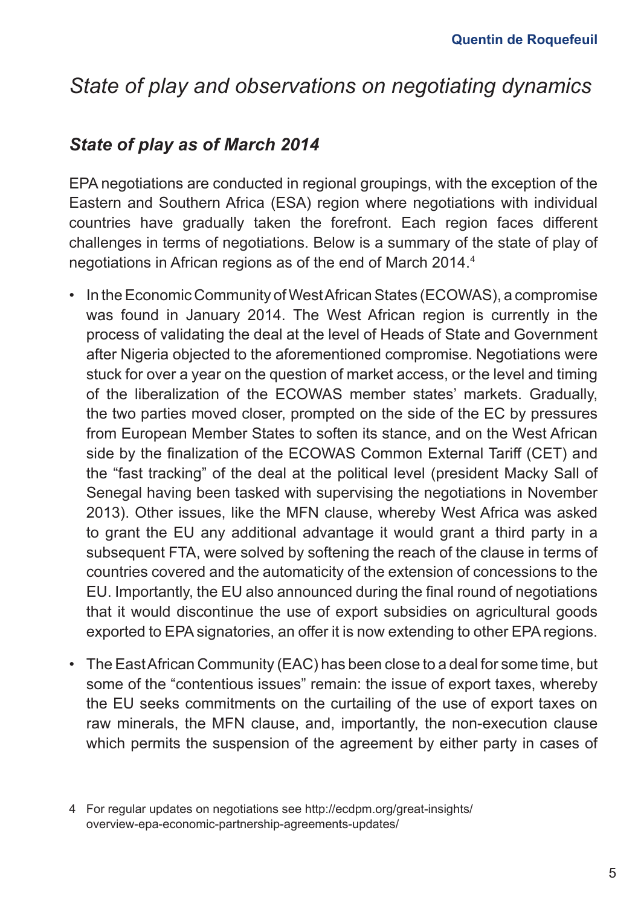# *State of play and observations on negotiating dynamics*

## *State of play as of March 2014*

EPA negotiations are conducted in regional groupings, with the exception of the Eastern and Southern Africa (ESA) region where negotiations with individual countries have gradually taken the forefront. Each region faces different challenges in terms of negotiations. Below is a summary of the state of play of negotiations in African regions as of the end of March 2014.[4]

- In the Economic Community of West African States (ECOWAS), a compromise was found in January 2014. The West African region is currently in the process of validating the deal at the level of Heads of State and Government after Nigeria objected to the aforementioned compromise. Negotiations were stuck for over a year on the question of market access, or the level and timing of the liberalization of the ECOWAS member states' markets. Gradually, the two parties moved closer, prompted on the side of the EC by pressures from European Member States to soften its stance, and on the West African side by the finalization of the ECOWAS Common External Tariff (CET) and the "fast tracking" of the deal at the political level (president Macky Sall of Senegal having been tasked with supervising the negotiations in November 2013). Other issues, like the MFN clause, whereby West Africa was asked to grant the EU any additional advantage it would grant a third party in a subsequent FTA, were solved by softening the reach of the clause in terms of countries covered and the automaticity of the extension of concessions to the EU. Importantly, the EU also announced during the final round of negotiations that it would discontinue the use of export subsidies on agricultural goods exported to EPA signatories, an offer it is now extending to other EPA regions.
- The East African Community (EAC) has been close to a deal for some time, but some of the "contentious issues" remain: the issue of export taxes, whereby the EU seeks commitments on the curtailing of the use of export taxes on raw minerals, the MFN clause, and, importantly, the non-execution clause which permits the suspension of the agreement by either party in cases of

4 For regular updates on negotiations see http://ecdpm.org/great-insights/overview-epa-economic-partnership-agreements-updates/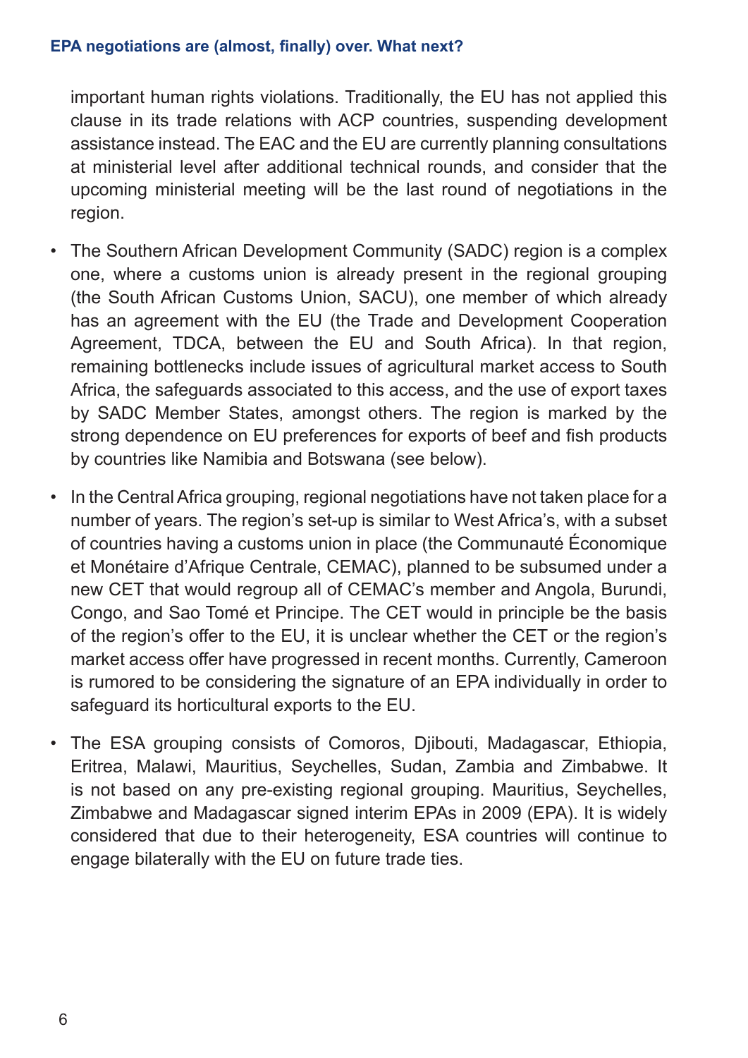important human rights violations. Traditionally, the EU has not applied this clause in its trade relations with ACP countries, suspending development assistance instead. The EAC and the EU are currently planning consultations at ministerial level after additional technical rounds, and consider that the upcoming ministerial meeting will be the last round of negotiations in the region.

- The Southern African Development Community (SADC) region is a complex one, where a customs union is already present in the regional grouping (the South African Customs Union, SACU), one member of which already has an agreement with the EU (the Trade and Development Cooperation Agreement, TDCA, between the EU and South Africa). In that region, remaining bottlenecks include issues of agricultural market access to South Africa, the safeguards associated to this access, and the use of export taxes by SADC Member States, amongst others. The region is marked by the strong dependence on EU preferences for exports of beef and fish products by countries like Namibia and Botswana (see below).

- In the Central Africa grouping, regional negotiations have not taken place for a number of years. The region's set-up is similar to West Africa's, with a subset of countries having a customs union in place (the Communauté Économique et Monétaire d'Afrique Centrale, CEMAC), planned to be subsumed under a new CET that would regroup all of CEMAC's member and Angola, Burundi, Congo, and Sao Tomé et Principe. The CET would in principle be the basis of the region's offer to the EU, it is unclear whether the CET or the region's market access offer have progressed in recent months. Currently, Cameroon is rumored to be considering the signature of an EPA individually in order to safeguard its horticultural exports to the EU.

- The ESA grouping consists of Comoros, Djibouti, Madagascar, Ethiopia, Eritrea, Malawi, Mauritius, Seychelles, Sudan, Zambia and Zimbabwe. It is not based on any pre-existing regional grouping. Mauritius, Seychelles, Zimbabwe and Madagascar signed interim EPAs in 2009 (EPA). It is widely considered that due to their heterogeneity, ESA countries will continue to engage bilaterally with the EU on future trade ties.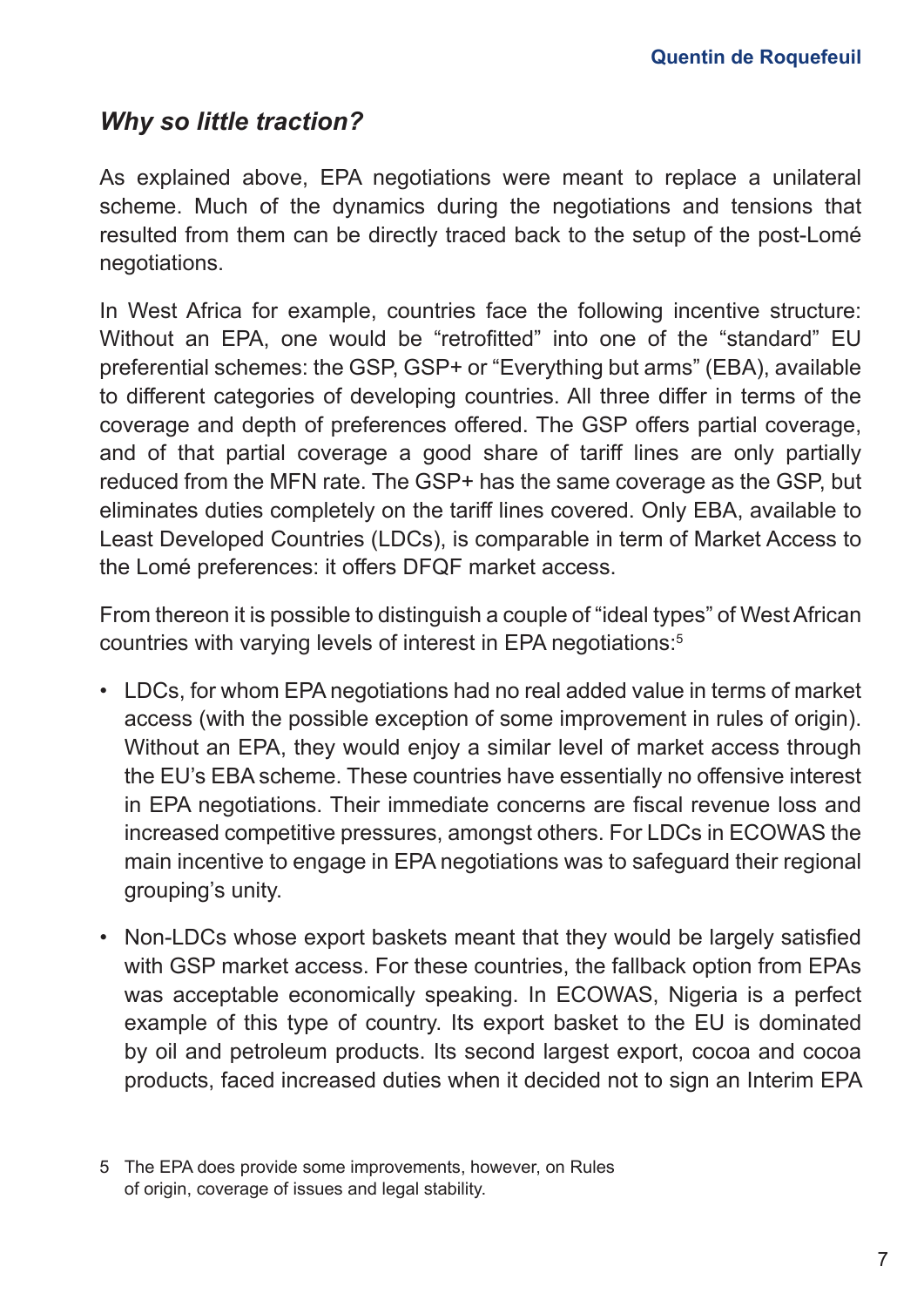## *Why so little traction?*

As explained above, EPA negotiations were meant to replace a unilateral scheme. Much of the dynamics during the negotiations and tensions that resulted from them can be directly traced back to the setup of the post-Lomé negotiations.

In West Africa for example, countries face the following incentive structure: Without an EPA, one would be "retrofitted" into one of the "standard" EU preferential schemes: the GSP, GSP+ or "Everything but arms" (EBA), available to different categories of developing countries. All three differ in terms of the coverage and depth of preferences offered. The GSP offers partial coverage, and of that partial coverage a good share of tariff lines are only partially reduced from the MFN rate. The GSP+ has the same coverage as the GSP, but eliminates duties completely on the tariff lines covered. Only EBA, available to Least Developed Countries (LDCs), is comparable in term of Market Access to the Lomé preferences: it offers DFQF market access.

From thereon it is possible to distinguish a couple of "ideal types" of West African countries with varying levels of interest in EPA negotiations:[5]

- LDCs, for whom EPA negotiations had no real added value in terms of market access (with the possible exception of some improvement in rules of origin). Without an EPA, they would enjoy a similar level of market access through the EU's EBA scheme. These countries have essentially no offensive interest in EPA negotiations. Their immediate concerns are fiscal revenue loss and increased competitive pressures, amongst others. For LDCs in ECOWAS the main incentive to engage in EPA negotiations was to safeguard their regional grouping's unity.
- Non-LDCs whose export baskets meant that they would be largely satisfied with GSP market access. For these countries, the fallback option from EPAs was acceptable economically speaking. In ECOWAS, Nigeria is a perfect example of this type of country. Its export basket to the EU is dominated by oil and petroleum products. Its second largest export, cocoa and cocoa products, faced increased duties when it decided not to sign an Interim EPA

5 The EPA does provide some improvements, however, on Rules of origin, coverage of issues and legal stability.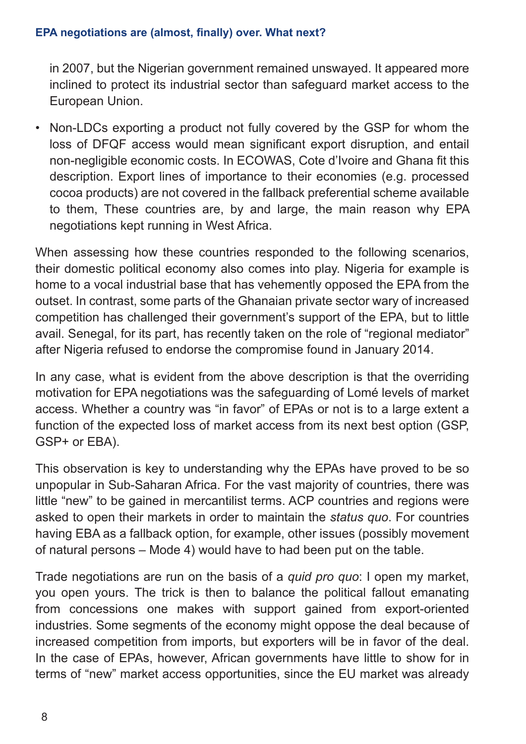in 2007, but the Nigerian government remained unswayed. It appeared more inclined to protect its industrial sector than safeguard market access to the European Union.

- Non-LDCs exporting a product not fully covered by the GSP for whom the loss of DFQF access would mean significant export disruption, and entail non-negligible economic costs. In ECOWAS, Cote d'Ivoire and Ghana fit this description. Export lines of importance to their economies (e.g. processed cocoa products) are not covered in the fallback preferential scheme available to them, These countries are, by and large, the main reason why EPA negotiations kept running in West Africa.

When assessing how these countries responded to the following scenarios, their domestic political economy also comes into play. Nigeria for example is home to a vocal industrial base that has vehemently opposed the EPA from the outset. In contrast, some parts of the Ghanaian private sector wary of increased competition has challenged their government's support of the EPA, but to little avail. Senegal, for its part, has recently taken on the role of "regional mediator" after Nigeria refused to endorse the compromise found in January 2014.

In any case, what is evident from the above description is that the overriding motivation for EPA negotiations was the safeguarding of Lomé levels of market access. Whether a country was "in favor" of EPAs or not is to a large extent a function of the expected loss of market access from its next best option (GSP, GSP+ or EBA).

This observation is key to understanding why the EPAs have proved to be so unpopular in Sub-Saharan Africa. For the vast majority of countries, there was little "new" to be gained in mercantilist terms. ACP countries and regions were asked to open their markets in order to maintain the *status quo*. For countries having EBA as a fallback option, for example, other issues (possibly movement of natural persons – Mode 4) would have to had been put on the table.

Trade negotiations are run on the basis of a *quid pro quo*: I open my market, you open yours. The trick is then to balance the political fallout emanating from concessions one makes with support gained from export-oriented industries. Some segments of the economy might oppose the deal because of increased competition from imports, but exporters will be in favor of the deal. In the case of EPAs, however, African governments have little to show for in terms of "new" market access opportunities, since the EU market was already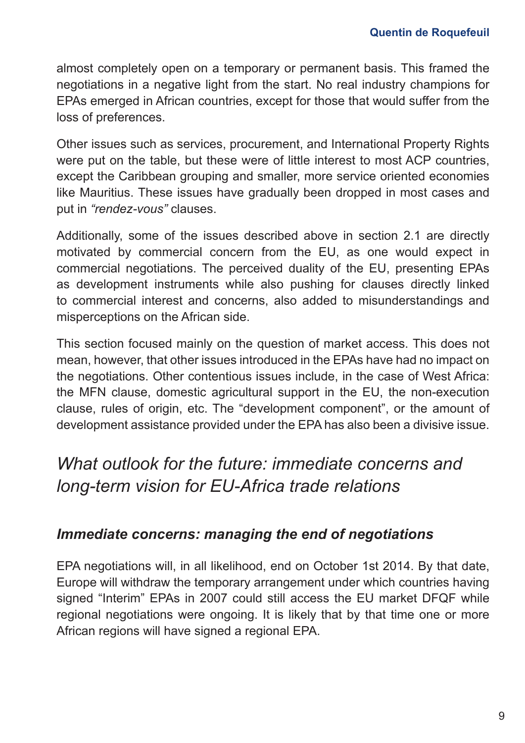almost completely open on a temporary or permanent basis. This framed the negotiations in a negative light from the start. No real industry champions for EPAs emerged in African countries, except for those that would suffer from the loss of preferences.

Other issues such as services, procurement, and International Property Rights were put on the table, but these were of little interest to most ACP countries, except the Caribbean grouping and smaller, more service oriented economies like Mauritius. These issues have gradually been dropped in most cases and put in *"rendez-vous"* clauses.

Additionally, some of the issues described above in section 2.1 are directly motivated by commercial concern from the EU, as one would expect in commercial negotiations. The perceived duality of the EU, presenting EPAs as development instruments while also pushing for clauses directly linked to commercial interest and concerns, also added to misunderstandings and misperceptions on the African side.

This section focused mainly on the question of market access. This does not mean, however, that other issues introduced in the EPAs have had no impact on the negotiations. Other contentious issues include, in the case of West Africa: the MFN clause, domestic agricultural support in the EU, the non-execution clause, rules of origin, etc. The "development component", or the amount of development assistance provided under the EPA has also been a divisive issue.

## *What outlook for the future: immediate concerns and long-term vision for EU-Africa trade relations*

### *Immediate concerns: managing the end of negotiations*

EPA negotiations will, in all likelihood, end on October 1st 2014. By that date, Europe will withdraw the temporary arrangement under which countries having signed "Interim" EPAs in 2007 could still access the EU market DFQF while regional negotiations were ongoing. It is likely that by that time one or more African regions will have signed a regional EPA.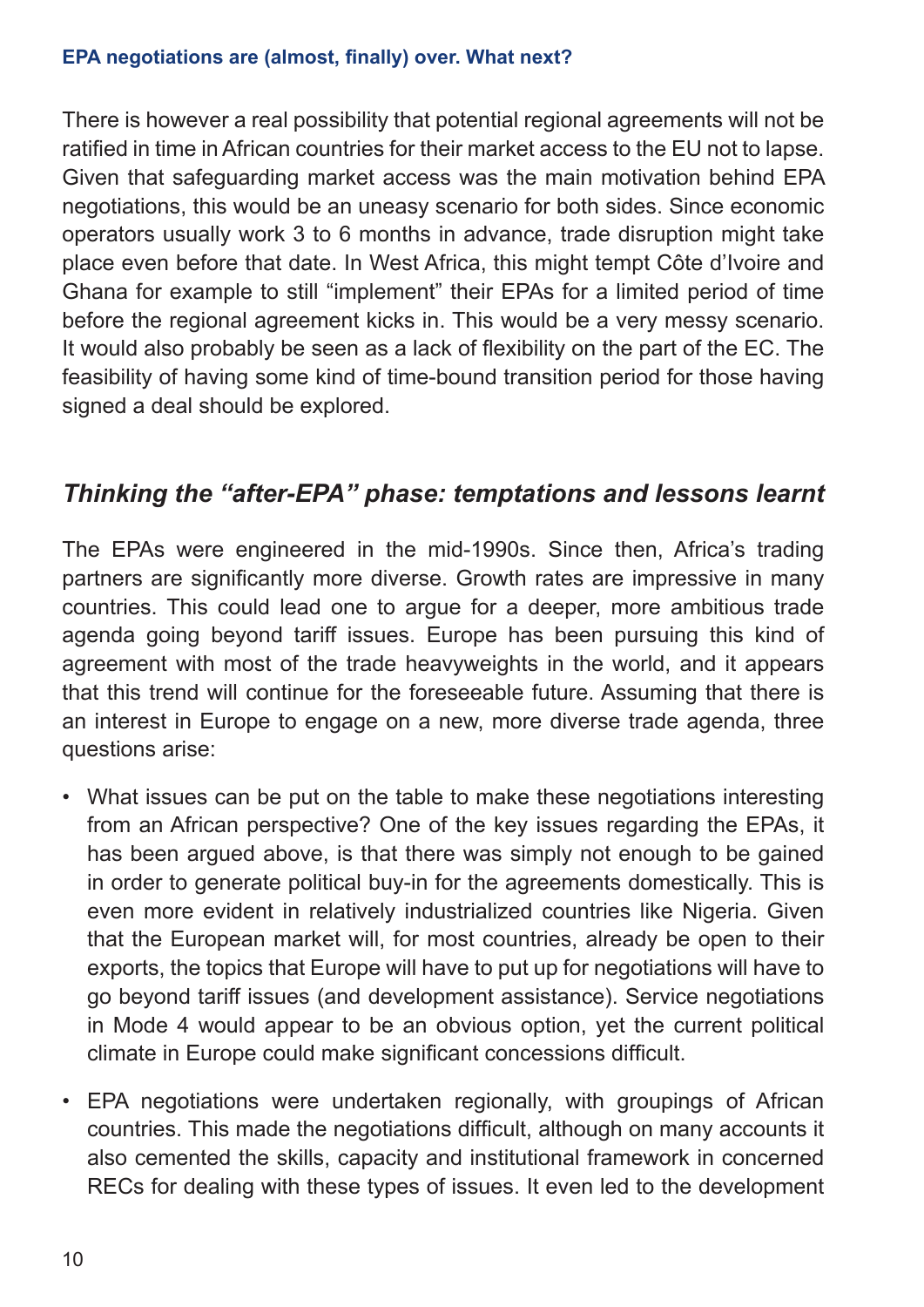There is however a real possibility that potential regional agreements will not be ratified in time in African countries for their market access to the EU not to lapse. Given that safeguarding market access was the main motivation behind EPA negotiations, this would be an uneasy scenario for both sides. Since economic operators usually work 3 to 6 months in advance, trade disruption might take place even before that date. In West Africa, this might tempt Côte d'Ivoire and Ghana for example to still "implement" their EPAs for a limited period of time before the regional agreement kicks in. This would be a very messy scenario. It would also probably be seen as a lack of flexibility on the part of the EC. The feasibility of having some kind of time-bound transition period for those having signed a deal should be explored.

## *Thinking the "after-EPA" phase: temptations and lessons learnt*

The EPAs were engineered in the mid-1990s. Since then, Africa's trading partners are significantly more diverse. Growth rates are impressive in many countries. This could lead one to argue for a deeper, more ambitious trade agenda going beyond tariff issues. Europe has been pursuing this kind of agreement with most of the trade heavyweights in the world, and it appears that this trend will continue for the foreseeable future. Assuming that there is an interest in Europe to engage on a new, more diverse trade agenda, three questions arise:

- What issues can be put on the table to make these negotiations interesting from an African perspective? One of the key issues regarding the EPAs, it has been argued above, is that there was simply not enough to be gained in order to generate political buy-in for the agreements domestically. This is even more evident in relatively industrialized countries like Nigeria. Given that the European market will, for most countries, already be open to their exports, the topics that Europe will have to put up for negotiations will have to go beyond tariff issues (and development assistance). Service negotiations in Mode 4 would appear to be an obvious option, yet the current political climate in Europe could make significant concessions difficult.
- EPA negotiations were undertaken regionally, with groupings of African countries. This made the negotiations difficult, although on many accounts it also cemented the skills, capacity and institutional framework in concerned RECs for dealing with these types of issues. It even led to the development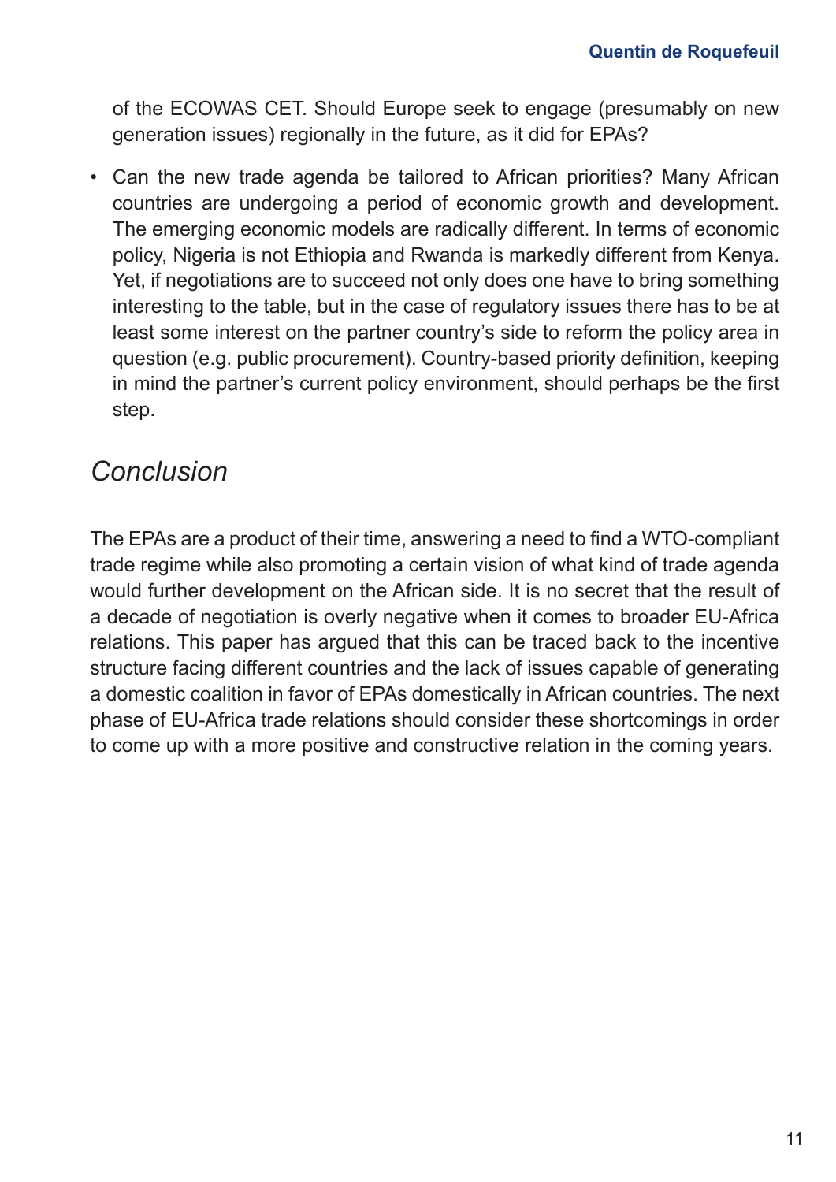of the ECOWAS CET. Should Europe seek to engage (presumably on new generation issues) regionally in the future, as it did for EPAs?

- Can the new trade agenda be tailored to African priorities? Many African countries are undergoing a period of economic growth and development. The emerging economic models are radically different. In terms of economic policy, Nigeria is not Ethiopia and Rwanda is markedly different from Kenya. Yet, if negotiations are to succeed not only does one have to bring something interesting to the table, but in the case of regulatory issues there has to be at least some interest on the partner country's side to reform the policy area in question (e.g. public procurement). Country-based priority definition, keeping in mind the partner's current policy environment, should perhaps be the first step.

## *Conclusion*

The EPAs are a product of their time, answering a need to find a WTO-compliant trade regime while also promoting a certain vision of what kind of trade agenda would further development on the African side. It is no secret that the result of a decade of negotiation is overly negative when it comes to broader EU-Africa relations. This paper has argued that this can be traced back to the incentive structure facing different countries and the lack of issues capable of generating a domestic coalition in favor of EPAs domestically in African countries. The next phase of EU-Africa trade relations should consider these shortcomings in order to come up with a more positive and constructive relation in the coming years.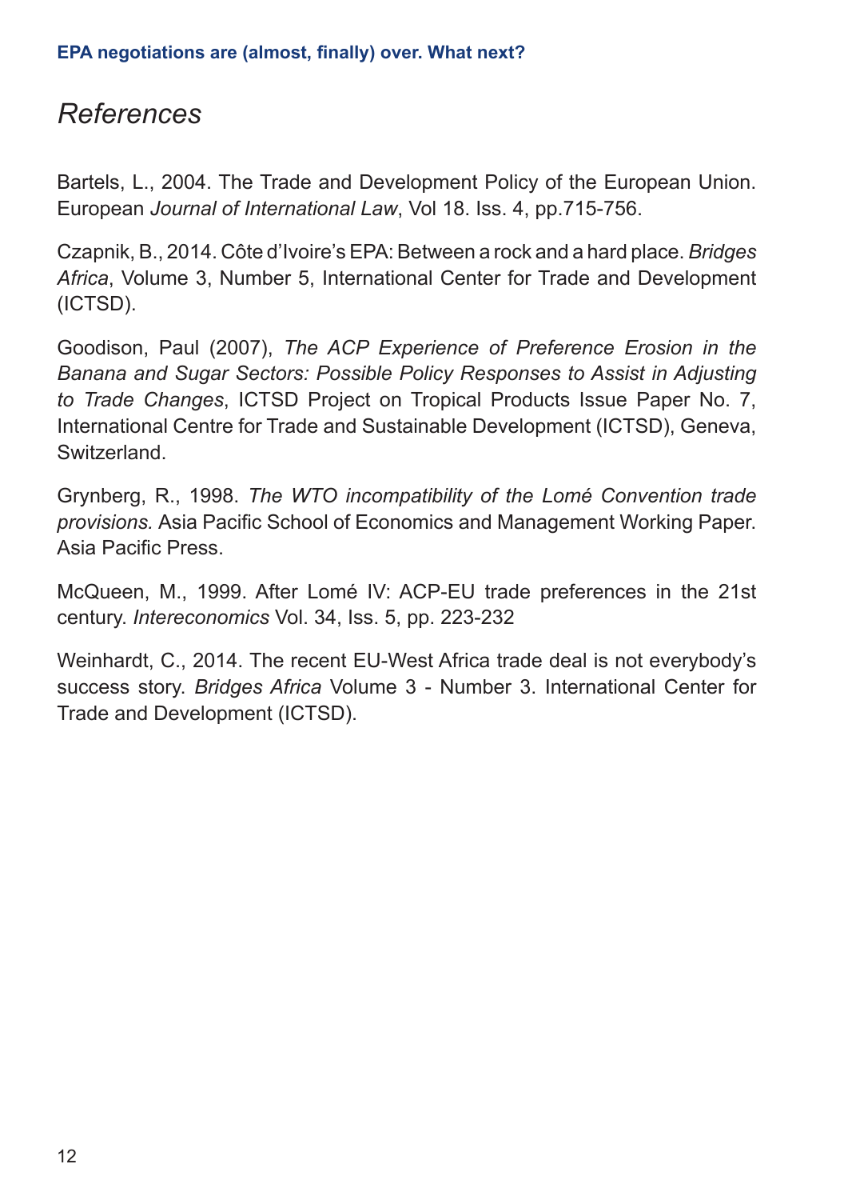## *References*

Bartels, L., 2004. The Trade and Development Policy of the European Union. European *Journal of International Law*, Vol 18. Iss. 4, pp.715-756.

Czapnik, B., 2014. Côte d'Ivoire's EPA: Between a rock and a hard place. *Bridges Africa*, Volume 3, Number 5, International Center for Trade and Development (ICTSD).

Goodison, Paul (2007), *The ACP Experience of Preference Erosion in the Banana and Sugar Sectors: Possible Policy Responses to Assist in Adjusting to Trade Changes*, ICTSD Project on Tropical Products Issue Paper No. 7, International Centre for Trade and Sustainable Development (ICTSD), Geneva, Switzerland.

Grynberg, R., 1998. *The WTO incompatibility of the Lomé Convention trade provisions*. Asia Pacific School of Economics and Management Working Paper. Asia Pacific Press.

McQueen, M., 1999. After Lomé IV: ACP-EU trade preferences in the 21st century. *Intereconomics* Vol. 34, Iss. 5, pp. 223-232

Weinhardt, C., 2014. The recent EU-West Africa trade deal is not everybody's success story. *Bridges Africa* Volume 3 - Number 3. International Center for Trade and Development (ICTSD).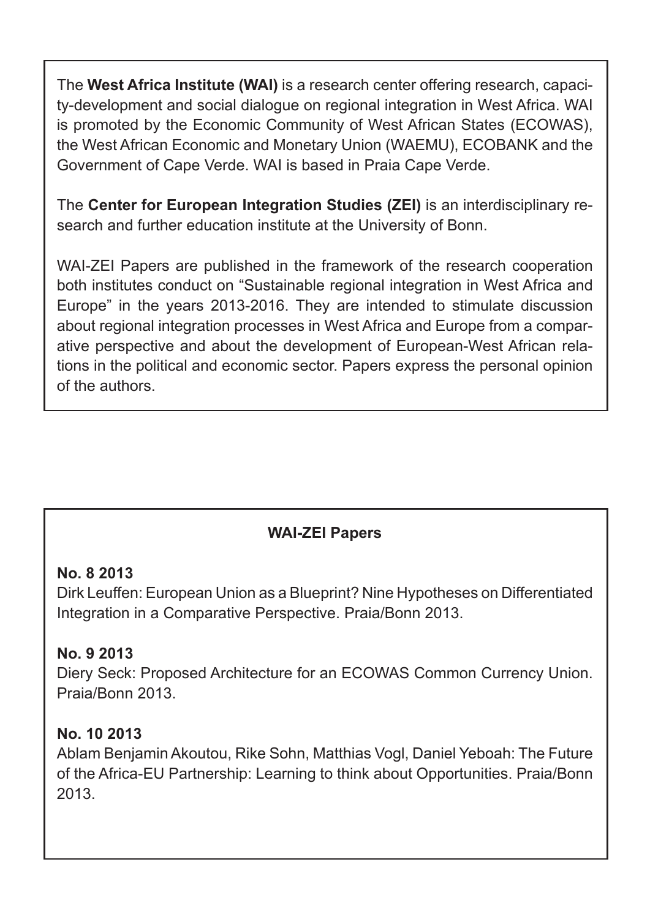The **West Africa Institute (WAI)** is a research center offering research, capacity-development and social dialogue on regional integration in West Africa. WAI is promoted by the Economic Community of West African States (ECOWAS), the West African Economic and Monetary Union (WAEMU), ECOBANK and the Government of Cape Verde. WAI is based in Praia Cape Verde.

The **Center for European Integration Studies (ZEI)** is an interdisciplinary research and further education institute at the University of Bonn.

WAI-ZEI Papers are published in the framework of the research cooperation both institutes conduct on "Sustainable regional integration in West Africa and Europe" in the years 2013-2016. They are intended to stimulate discussion about regional integration processes in West Africa and Europe from a comparative perspective and about the development of European-West African relations in the political and economic sector. Papers express the personal opinion of the authors.

## WAI-ZEI Papers

**No. 8 2013**
Dirk Leuffen: European Union as a Blueprint? Nine Hypotheses on Differentiated Integration in a Comparative Perspective. Praia/Bonn 2013.

**No. 9 2013**
Diery Seck: Proposed Architecture for an ECOWAS Common Currency Union. Praia/Bonn 2013.

**No. 10 2013**
Ablam Benjamin Akoutou, Rike Sohn, Matthias Vogl, Daniel Yeboah: The Future of the Africa-EU Partnership: Learning to think about Opportunities. Praia/Bonn 2013.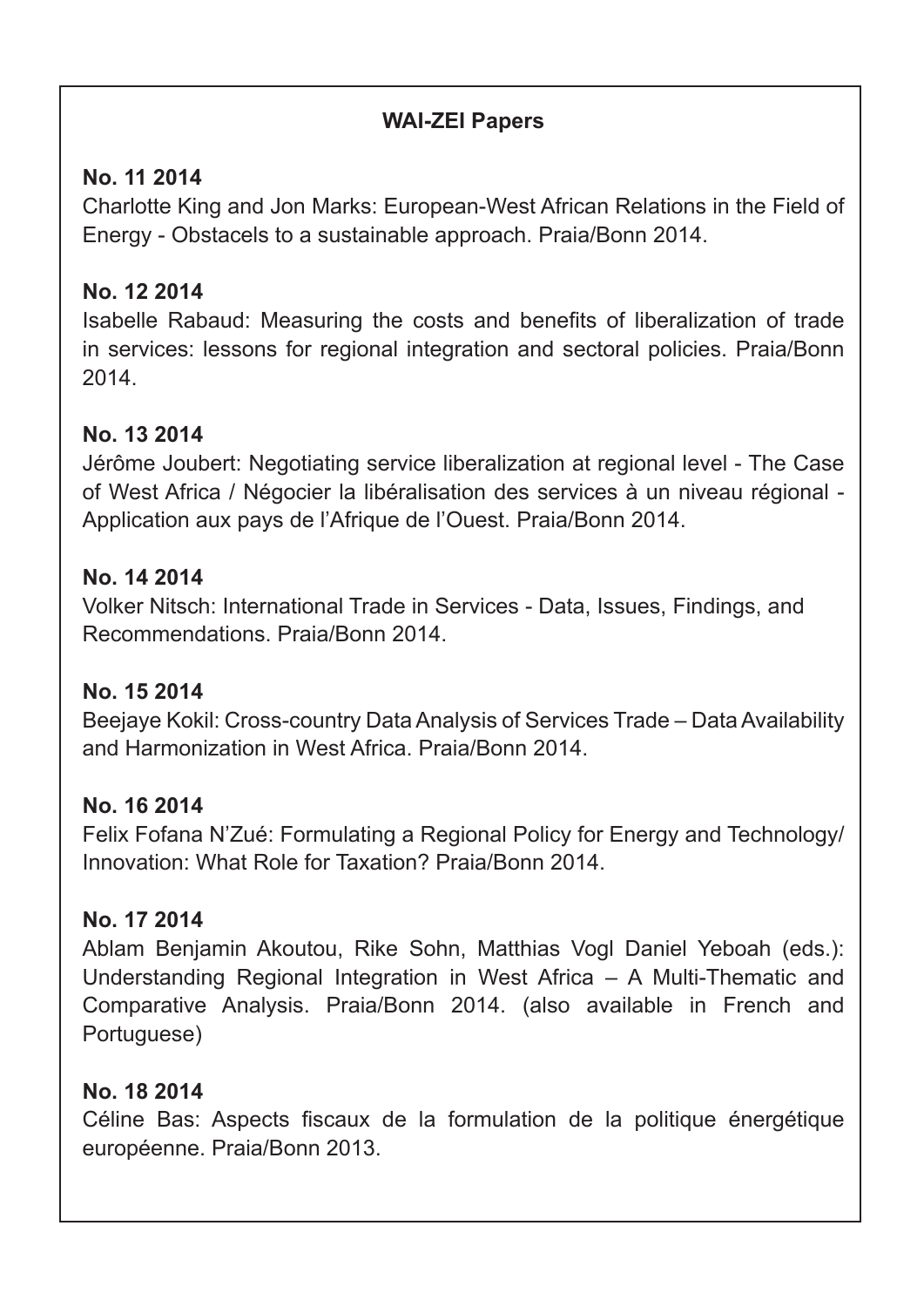## WAI-ZEI Papers

**No. 11 2014**
Charlotte King and Jon Marks: European-West African Relations in the Field of Energy - Obstacels to a sustainable approach. Praia/Bonn 2014.

**No. 12 2014**
Isabelle Rabaud: Measuring the costs and benefits of liberalization of trade in services: lessons for regional integration and sectoral policies. Praia/Bonn 2014.

**No. 13 2014**
Jérôme Joubert: Negotiating service liberalization at regional level - The Case of West Africa / Négocier la libéralisation des services à un niveau régional - Application aux pays de l'Afrique de l'Ouest. Praia/Bonn 2014.

**No. 14 2014**
Volker Nitsch: International Trade in Services - Data, Issues, Findings, and Recommendations. Praia/Bonn 2014.

**No. 15 2014**
Beejaye Kokil: Cross-country Data Analysis of Services Trade – Data Availability and Harmonization in West Africa. Praia/Bonn 2014.

**No. 16 2014**
Felix Fofana N'Zué: Formulating a Regional Policy for Energy and Technology/ Innovation: What Role for Taxation? Praia/Bonn 2014.

**No. 17 2014**
Ablam Benjamin Akoutou, Rike Sohn, Matthias Vogl Daniel Yeboah (eds.): Understanding Regional Integration in West Africa – A Multi-Thematic and Comparative Analysis. Praia/Bonn 2014. (also available in French and Portuguese)

**No. 18 2014**
Céline Bas: Aspects fiscaux de la formulation de la politique énergétique européenne. Praia/Bonn 2013.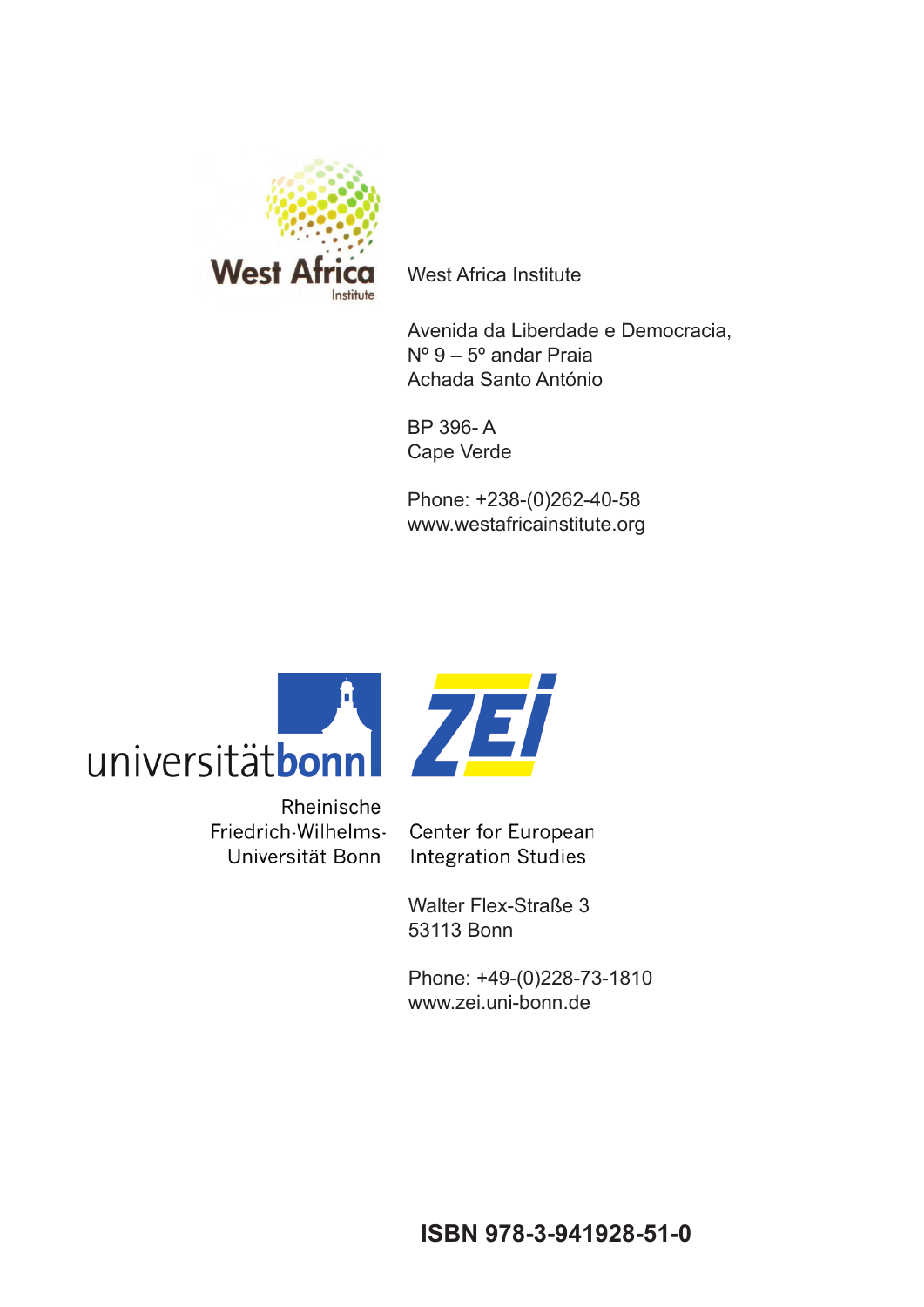West Africa Institute

Avenida da Liberdade e Democracia,
Nº 9 – 5º andar Praia
Achada Santo António

BP 396- A
Cape Verde

Phone: +238-(0)262-40-58
www.westafricainstitute.org

Rheinische
Friedrich-Wilhelms-
Universität Bonn

Center for European
Integration Studies

Walter Flex-Straße 3
53113 Bonn

Phone: +49-(0)228-73-1810
www.zei.uni-bonn.de

**ISBN 978-3-941928-51-0**